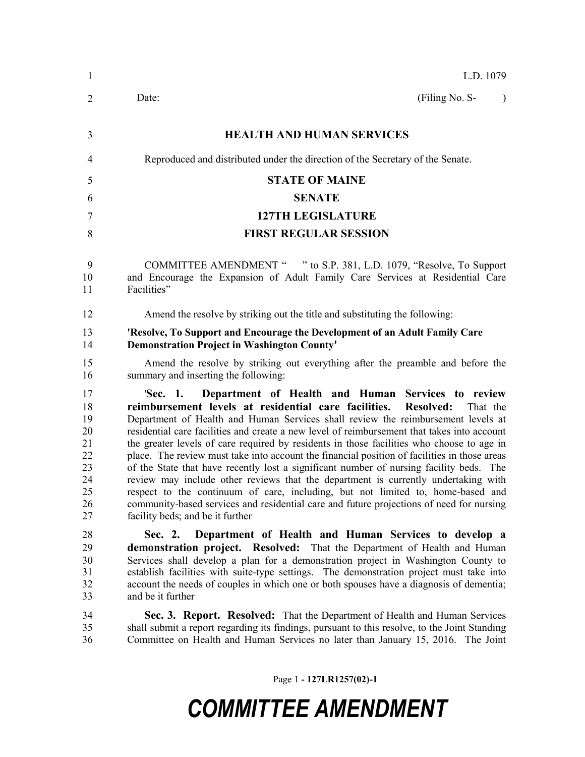L.D. 1079

Date: (Filing No. S- )

**HEALTH AND HUMAN SERVICES**

Reproduced and distributed under the direction of the Secretary of the Senate.

**STATE OF MAINE**

**SENATE**

**127TH LEGISLATURE**

**FIRST REGULAR SESSION**

COMMITTEE AMENDMENT " " to S.P. 381, L.D. 1079, "Resolve, To Support and Encourage the Expansion of Adult Family Care Services at Residential Care Facilities"

Amend the resolve by striking out the title and substituting the following:

**'Resolve, To Support and Encourage the Development of an Adult Family Care Demonstration Project in Washington County'**

Amend the resolve by striking out everything after the preamble and before the summary and inserting the following:

'**Sec. 1. Department of Health and Human Services to review reimbursement levels at residential care facilities. Resolved:** That the Department of Health and Human Services shall review the reimbursement levels at residential care facilities and create a new level of reimbursement that takes into account the greater levels of care required by residents in those facilities who choose to age in place. The review must take into account the financial position of facilities in those areas of the State that have recently lost a significant number of nursing facility beds. The review may include other reviews that the department is currently undertaking with respect to the continuum of care, including, but not limited to, home-based and community-based services and residential care and future projections of need for nursing facility beds; and be it further

**Sec. 2. Department of Health and Human Services to develop a demonstration project. Resolved:** That the Department of Health and Human Services shall develop a plan for a demonstration project in Washington County to establish facilities with suite-type settings. The demonstration project must take into account the needs of couples in which one or both spouses have a diagnosis of dementia; and be it further

**Sec. 3. Report. Resolved:** That the Department of Health and Human Services shall submit a report regarding its findings, pursuant to this resolve, to the Joint Standing Committee on Health and Human Services no later than January 15, 2016. The Joint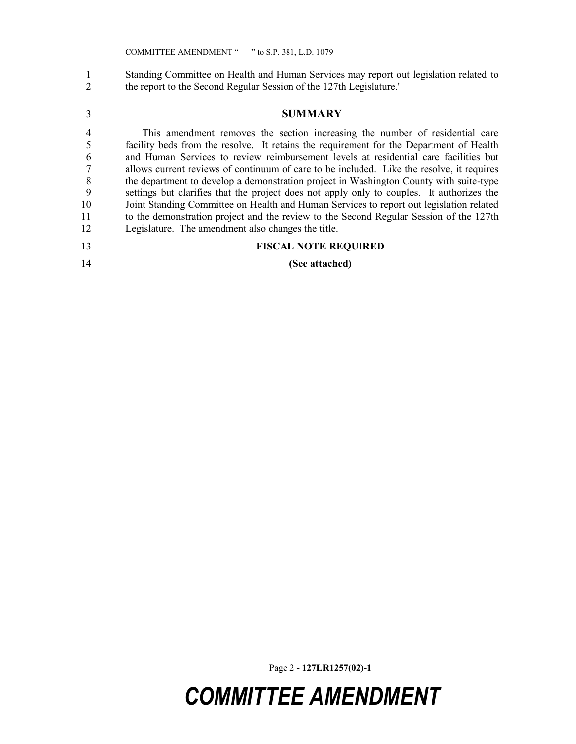Standing Committee on Health and Human Services may report out legislation related to the report to the Second Regular Session of the 127th Legislature.'

## SUMMARY

This amendment removes the section increasing the number of residential care facility beds from the resolve. It retains the requirement for the Department of Health and Human Services to review reimbursement levels at residential care facilities but allows current reviews of continuum of care to be included. Like the resolve, it requires the department to develop a demonstration project in Washington County with suite-type settings but clarifies that the project does not apply only to couples. It authorizes the Joint Standing Committee on Health and Human Services to report out legislation related to the demonstration project and the review to the Second Regular Session of the 127th Legislature. The amendment also changes the title.

**FISCAL NOTE REQUIRED**

**(See attached)**